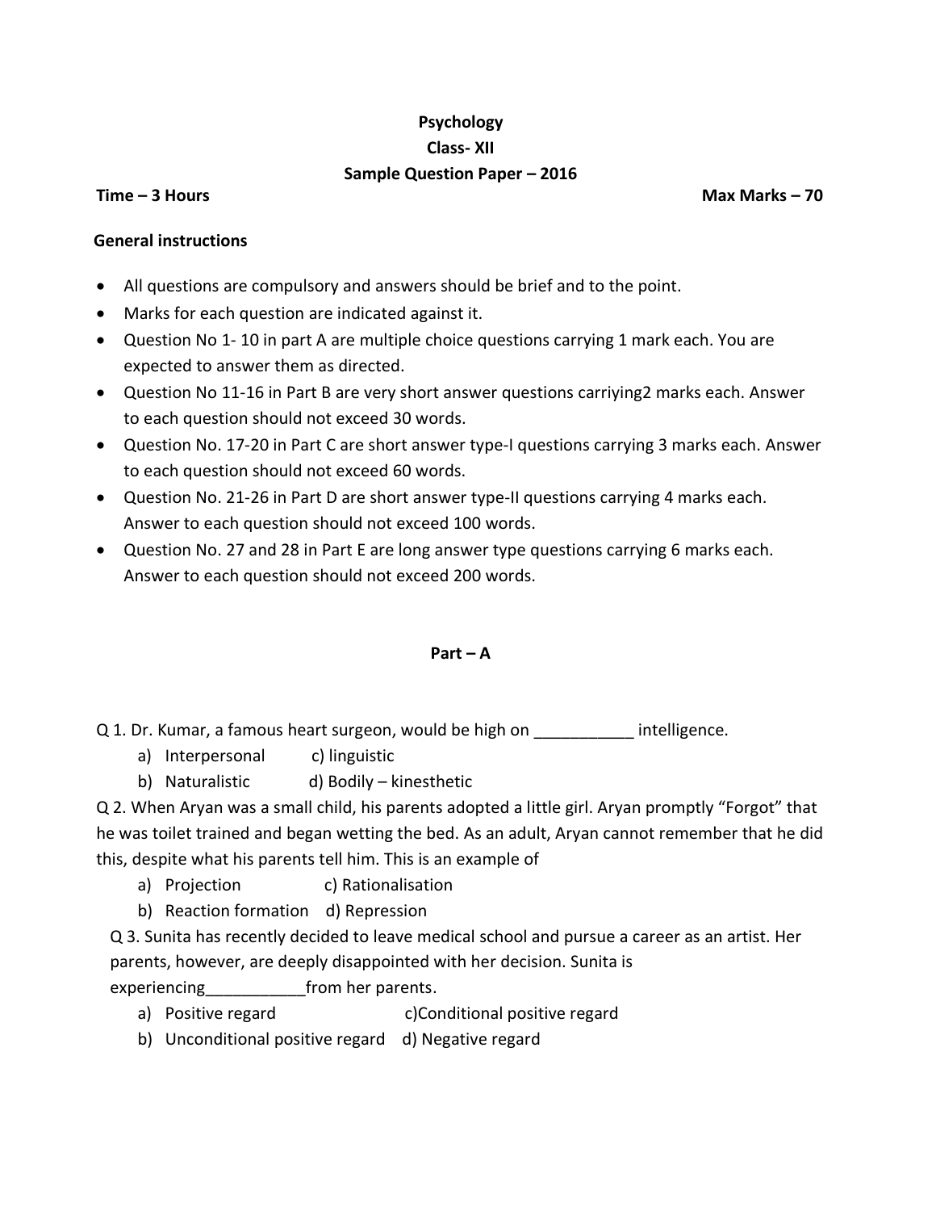**Psychology**

**Class- XII**

**Sample Question Paper – 2016**

**Time – 3 Hours** **Max Marks – 70**

**General instructions**

- All questions are compulsory and answers should be brief and to the point.
- Marks for each question are indicated against it.
- Question No 1- 10 in part A are multiple choice questions carrying 1 mark each. You are expected to answer them as directed.
- Question No 11-16 in Part B are very short answer questions carriying2 marks each. Answer to each question should not exceed 30 words.
- Question No. 17-20 in Part C are short answer type-I questions carrying 3 marks each. Answer to each question should not exceed 60 words.
- Question No. 21-26 in Part D are short answer type-II questions carrying 4 marks each. Answer to each question should not exceed 100 words.
- Question No. 27 and 28 in Part E are long answer type questions carrying 6 marks each. Answer to each question should not exceed 200 words.

## Part – A

Q 1. Dr. Kumar, a famous heart surgeon, would be high on ___________ intelligence.

a) Interpersonal c) linguistic
b) Naturalistic d) Bodily – kinesthetic

Q 2. When Aryan was a small child, his parents adopted a little girl. Aryan promptly "Forgot" that he was toilet trained and began wetting the bed. As an adult, Aryan cannot remember that he did this, despite what his parents tell him. This is an example of

a) Projection c) Rationalisation
b) Reaction formation d) Repression

Q 3. Sunita has recently decided to leave medical school and pursue a career as an artist. Her parents, however, are deeply disappointed with her decision. Sunita is experiencing___________from her parents.

a) Positive regard c)Conditional positive regard
b) Unconditional positive regard d) Negative regard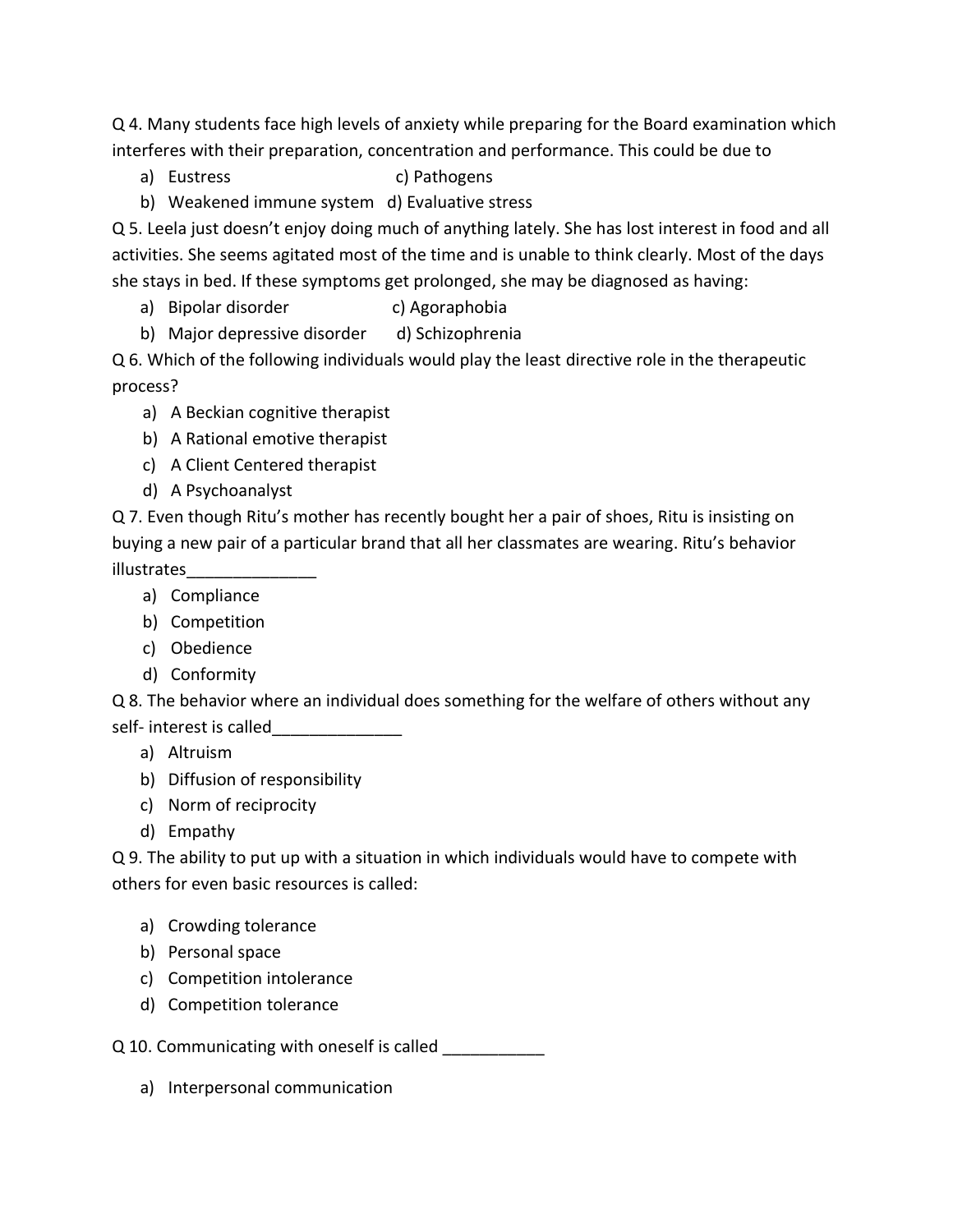Q 4. Many students face high levels of anxiety while preparing for the Board examination which interferes with their preparation, concentration and performance. This could be due to

a) Eustress
b) Weakened immune system
c) Pathogens
d) Evaluative stress

Q 5. Leela just doesn't enjoy doing much of anything lately. She has lost interest in food and all activities. She seems agitated most of the time and is unable to think clearly. Most of the days she stays in bed. If these symptoms get prolonged, she may be diagnosed as having:

a) Bipolar disorder
b) Major depressive disorder
c) Agoraphobia
d) Schizophrenia

Q 6. Which of the following individuals would play the least directive role in the therapeutic process?

a) A Beckian cognitive therapist
b) A Rational emotive therapist
c) A Client Centered therapist
d) A Psychoanalyst

Q 7. Even though Ritu's mother has recently bought her a pair of shoes, Ritu is insisting on buying a new pair of a particular brand that all her classmates are wearing. Ritu's behavior illustrates______________

a) Compliance
b) Competition
c) Obedience
d) Conformity

Q 8. The behavior where an individual does something for the welfare of others without any self- interest is called______________

a) Altruism
b) Diffusion of responsibility
c) Norm of reciprocity
d) Empathy

Q 9. The ability to put up with a situation in which individuals would have to compete with others for even basic resources is called:

a) Crowding tolerance
b) Personal space
c) Competition intolerance
d) Competition tolerance

Q 10. Communicating with oneself is called ___________

a) Interpersonal communication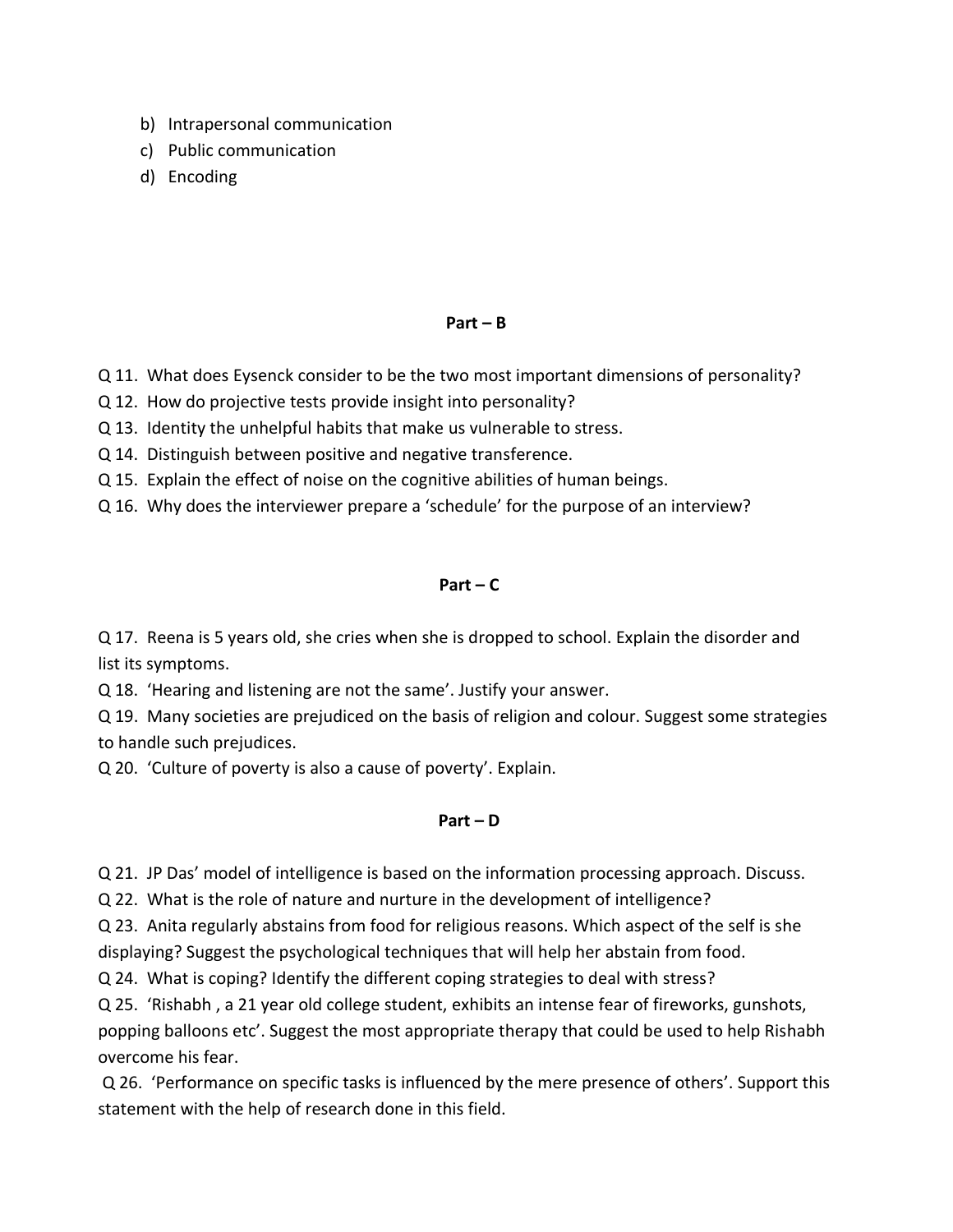b) Intrapersonal communication
c) Public communication
d) Encoding

**Part – B**

Q 11. What does Eysenck consider to be the two most important dimensions of personality?

Q 12. How do projective tests provide insight into personality?

Q 13. Identity the unhelpful habits that make us vulnerable to stress.

Q 14. Distinguish between positive and negative transference.

Q 15. Explain the effect of noise on the cognitive abilities of human beings.

Q 16. Why does the interviewer prepare a 'schedule' for the purpose of an interview?

**Part – C**

Q 17. Reena is 5 years old, she cries when she is dropped to school. Explain the disorder and list its symptoms.

Q 18. 'Hearing and listening are not the same'. Justify your answer.

Q 19. Many societies are prejudiced on the basis of religion and colour. Suggest some strategies to handle such prejudices.

Q 20. 'Culture of poverty is also a cause of poverty'. Explain.

**Part – D**

Q 21. JP Das' model of intelligence is based on the information processing approach. Discuss.

Q 22. What is the role of nature and nurture in the development of intelligence?

Q 23. Anita regularly abstains from food for religious reasons. Which aspect of the self is she displaying? Suggest the psychological techniques that will help her abstain from food.

Q 24. What is coping? Identify the different coping strategies to deal with stress?

Q 25. 'Rishabh , a 21 year old college student, exhibits an intense fear of fireworks, gunshots, popping balloons etc'. Suggest the most appropriate therapy that could be used to help Rishabh overcome his fear.

Q 26. 'Performance on specific tasks is influenced by the mere presence of others'. Support this statement with the help of research done in this field.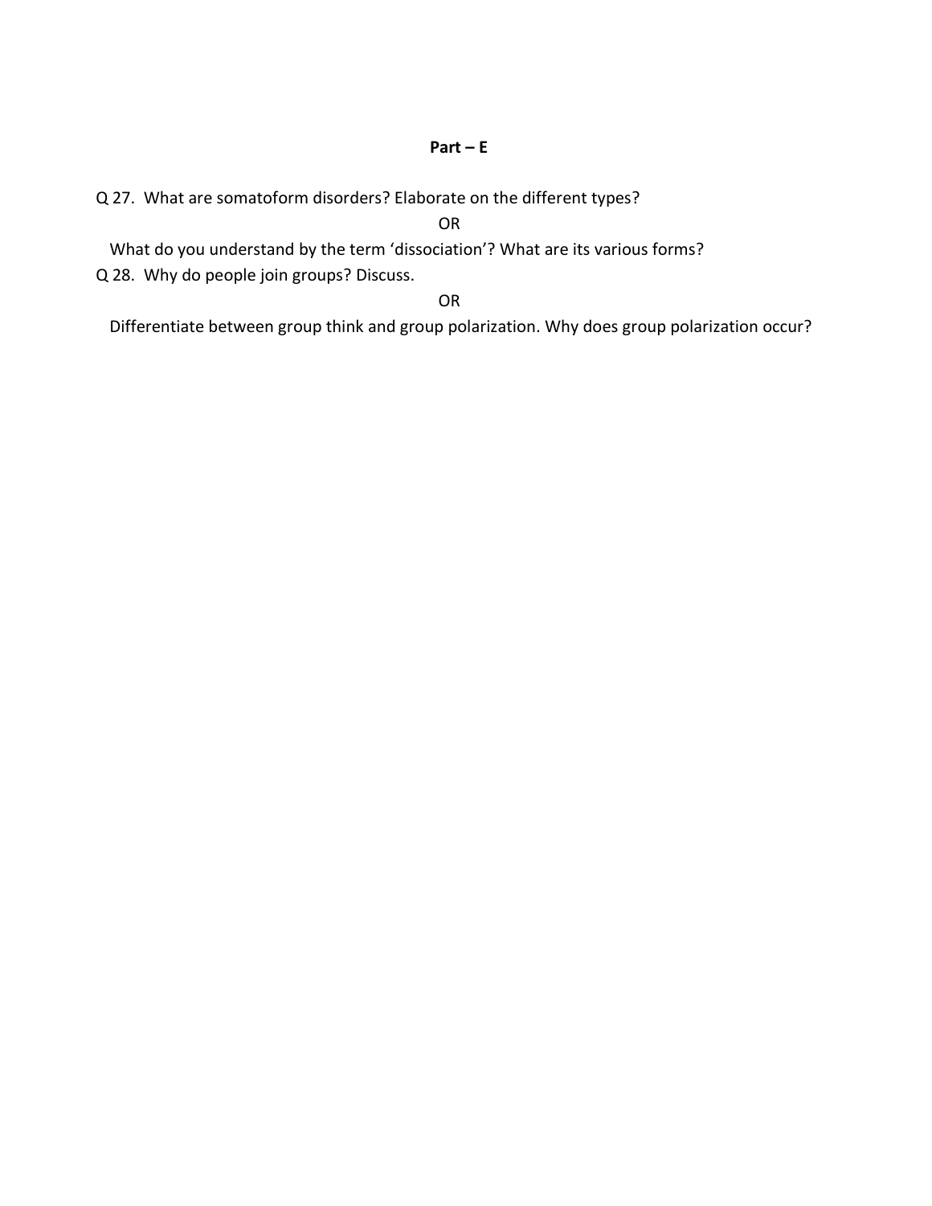## Part – E

Q 27. What are somatoform disorders? Elaborate on the different types?

OR

What do you understand by the term 'dissociation'? What are its various forms?

Q 28. Why do people join groups? Discuss.

OR

Differentiate between group think and group polarization. Why does group polarization occur?